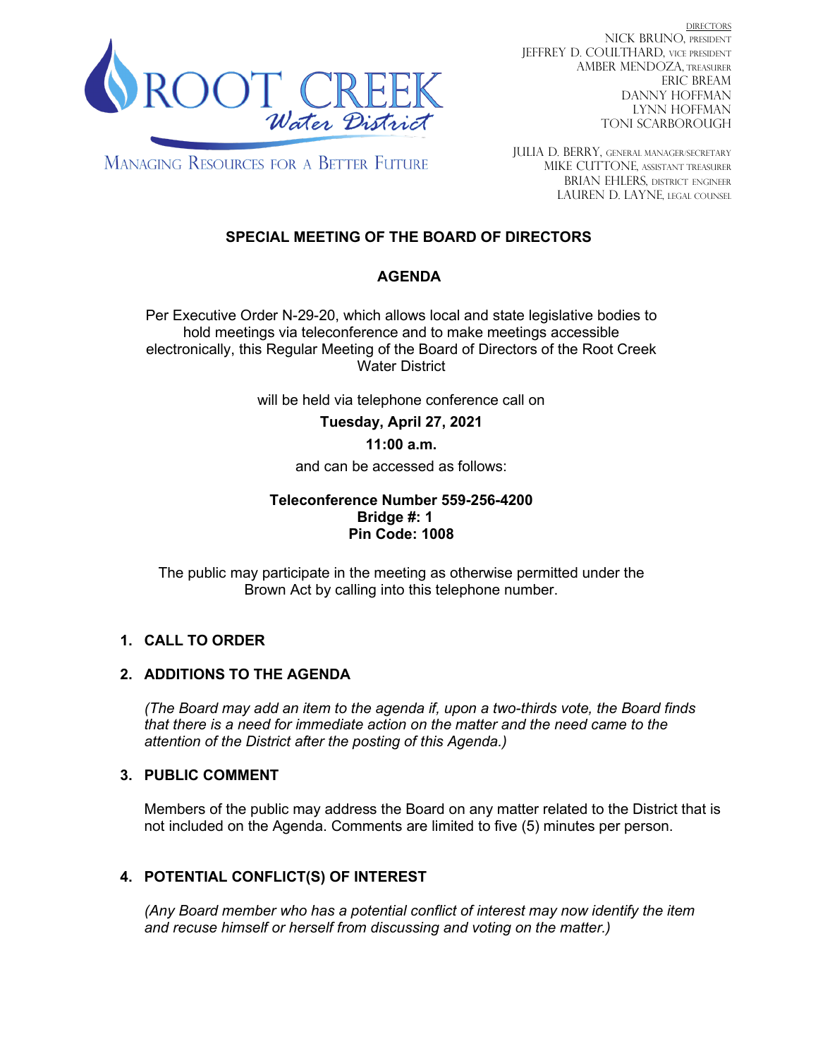ROOT CREEK
*Water District*

MANAGING RESOURCES FOR A BETTER FUTURE

DIRECTORS
NICK BRUNO, PRESIDENT
JEFFREY D. COULTHARD, VICE PRESIDENT
AMBER MENDOZA, TREASURER
ERIC BREAM
DANNY HOFFMAN
LYNN HOFFMAN
TONI SCARBOROUGH

JULIA D. BERRY, GENERAL MANAGER/SECRETARY
MIKE CUTTONE, ASSISTANT TREASURER
BRIAN EHLERS, DISTRICT ENGINEER
LAUREN D. LAYNE, LEGAL COUNSEL

**SPECIAL MEETING OF THE BOARD OF DIRECTORS**

**AGENDA**

Per Executive Order N-29-20, which allows local and state legislative bodies to hold meetings via teleconference and to make meetings accessible electronically, this Regular Meeting of the Board of Directors of the Root Creek Water District

will be held via telephone conference call on

**Tuesday, April 27, 2021**

**11:00 a.m.**

and can be accessed as follows:

**Teleconference Number 559-256-4200**
**Bridge #: 1**
**Pin Code: 1008**

The public may participate in the meeting as otherwise permitted under the Brown Act by calling into this telephone number.

**1. CALL TO ORDER**

**2. ADDITIONS TO THE AGENDA**

*(The Board may add an item to the agenda if, upon a two-thirds vote, the Board finds that there is a need for immediate action on the matter and the need came to the attention of the District after the posting of this Agenda.)*

**3. PUBLIC COMMENT**

Members of the public may address the Board on any matter related to the District that is not included on the Agenda. Comments are limited to five (5) minutes per person.

**4. POTENTIAL CONFLICT(S) OF INTEREST**

*(Any Board member who has a potential conflict of interest may now identify the item and recuse himself or herself from discussing and voting on the matter.)*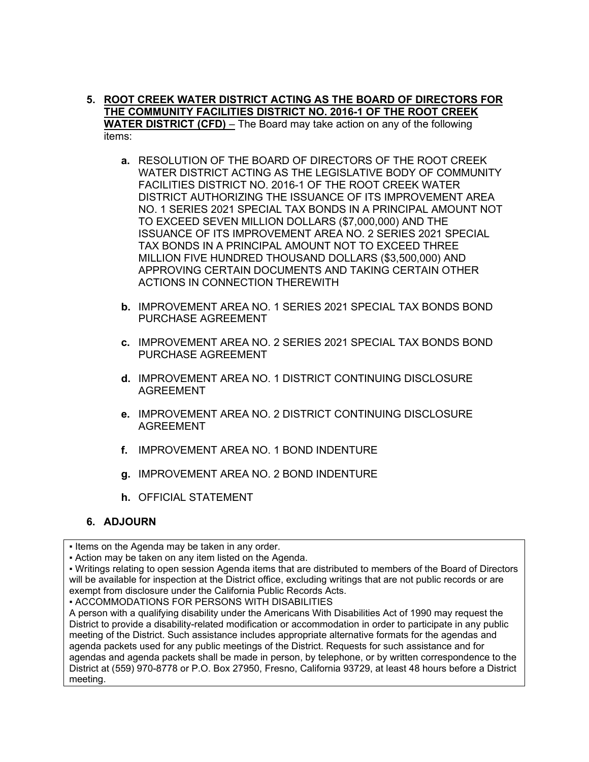5. **<u>ROOT CREEK WATER DISTRICT ACTING AS THE BOARD OF DIRECTORS FOR THE COMMUNITY FACILITIES DISTRICT NO. 2016-1 OF THE ROOT CREEK WATER DISTRICT (CFD)</u>** – The Board may take action on any of the following items:

   **a.** RESOLUTION OF THE BOARD OF DIRECTORS OF THE ROOT CREEK WATER DISTRICT ACTING AS THE LEGISLATIVE BODY OF COMMUNITY FACILITIES DISTRICT NO. 2016-1 OF THE ROOT CREEK WATER DISTRICT AUTHORIZING THE ISSUANCE OF ITS IMPROVEMENT AREA NO. 1 SERIES 2021 SPECIAL TAX BONDS IN A PRINCIPAL AMOUNT NOT TO EXCEED SEVEN MILLION DOLLARS ($7,000,000) AND THE ISSUANCE OF ITS IMPROVEMENT AREA NO. 2 SERIES 2021 SPECIAL TAX BONDS IN A PRINCIPAL AMOUNT NOT TO EXCEED THREE MILLION FIVE HUNDRED THOUSAND DOLLARS ($3,500,000) AND APPROVING CERTAIN DOCUMENTS AND TAKING CERTAIN OTHER ACTIONS IN CONNECTION THEREWITH

   **b.** IMPROVEMENT AREA NO. 1 SERIES 2021 SPECIAL TAX BONDS BOND PURCHASE AGREEMENT

   **c.** IMPROVEMENT AREA NO. 2 SERIES 2021 SPECIAL TAX BONDS BOND PURCHASE AGREEMENT

   **d.** IMPROVEMENT AREA NO. 1 DISTRICT CONTINUING DISCLOSURE AGREEMENT

   **e.** IMPROVEMENT AREA NO. 2 DISTRICT CONTINUING DISCLOSURE AGREEMENT

   **f.** IMPROVEMENT AREA NO. 1 BOND INDENTURE

   **g.** IMPROVEMENT AREA NO. 2 BOND INDENTURE

   **h.** OFFICIAL STATEMENT

6. **ADJOURN**

▪ Items on the Agenda may be taken in any order.
▪ Action may be taken on any item listed on the Agenda.
▪ Writings relating to open session Agenda items that are distributed to members of the Board of Directors will be available for inspection at the District office, excluding writings that are not public records or are exempt from disclosure under the California Public Records Acts.
▪ ACCOMMODATIONS FOR PERSONS WITH DISABILITIES
A person with a qualifying disability under the Americans With Disabilities Act of 1990 may request the District to provide a disability-related modification or accommodation in order to participate in any public meeting of the District. Such assistance includes appropriate alternative formats for the agendas and agenda packets used for any public meetings of the District. Requests for such assistance and for agendas and agenda packets shall be made in person, by telephone, or by written correspondence to the District at (559) 970-8778 or P.O. Box 27950, Fresno, California 93729, at least 48 hours before a District meeting.